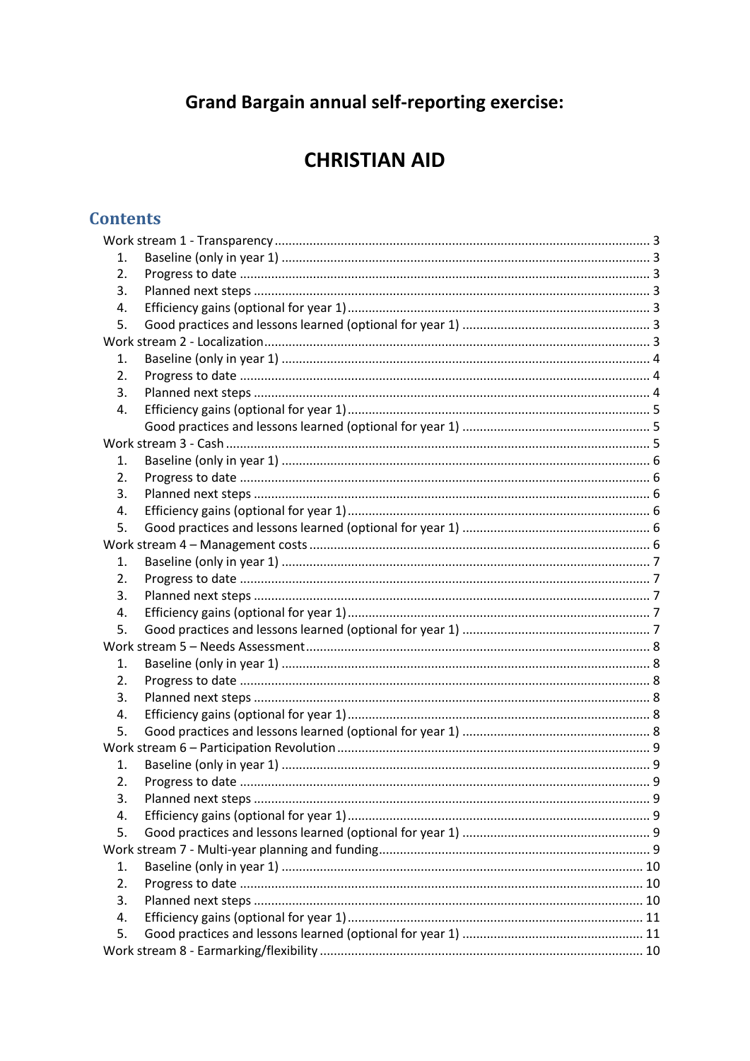# Grand Bargain annual self-reporting exercise:

# CHRISTIAN AID

## Contents

Work stream 1 - Transparency ............................................................ 3
1. Baseline (only in year 1) ............................................................ 3
2. Progress to date ............................................................ 3
3. Planned next steps ............................................................ 3
4. Efficiency gains (optional for year 1) ............................................................ 3
5. Good practices and lessons learned (optional for year 1) ............................................................ 3

Work stream 2 - Localization ............................................................ 3
1. Baseline (only in year 1) ............................................................ 4
2. Progress to date ............................................................ 4
3. Planned next steps ............................................................ 4
4. Efficiency gains (optional for year 1) ............................................................ 5

   Good practices and lessons learned (optional for year 1) ............................................................ 5

Work stream 3 - Cash ............................................................ 5
1. Baseline (only in year 1) ............................................................ 6
2. Progress to date ............................................................ 6
3. Planned next steps ............................................................ 6
4. Efficiency gains (optional for year 1) ............................................................ 6
5. Good practices and lessons learned (optional for year 1) ............................................................ 6

Work stream 4 – Management costs ............................................................ 6
1. Baseline (only in year 1) ............................................................ 7
2. Progress to date ............................................................ 7
3. Planned next steps ............................................................ 7
4. Efficiency gains (optional for year 1) ............................................................ 7
5. Good practices and lessons learned (optional for year 1) ............................................................ 7

Work stream 5 – Needs Assessment ............................................................ 8
1. Baseline (only in year 1) ............................................................ 8
2. Progress to date ............................................................ 8
3. Planned next steps ............................................................ 8
4. Efficiency gains (optional for year 1) ............................................................ 8
5. Good practices and lessons learned (optional for year 1) ............................................................ 8

Work stream 6 – Participation Revolution ............................................................ 9
1. Baseline (only in year 1) ............................................................ 9
2. Progress to date ............................................................ 9
3. Planned next steps ............................................................ 9
4. Efficiency gains (optional for year 1) ............................................................ 9
5. Good practices and lessons learned (optional for year 1) ............................................................ 9

Work stream 7 - Multi-year planning and funding ............................................................ 9
1. Baseline (only in year 1) ............................................................ 10
2. Progress to date ............................................................ 10
3. Planned next steps ............................................................ 10
4. Efficiency gains (optional for year 1) ............................................................ 11
5. Good practices and lessons learned (optional for year 1) ............................................................ 11

Work stream 8 - Earmarking/flexibility ............................................................ 10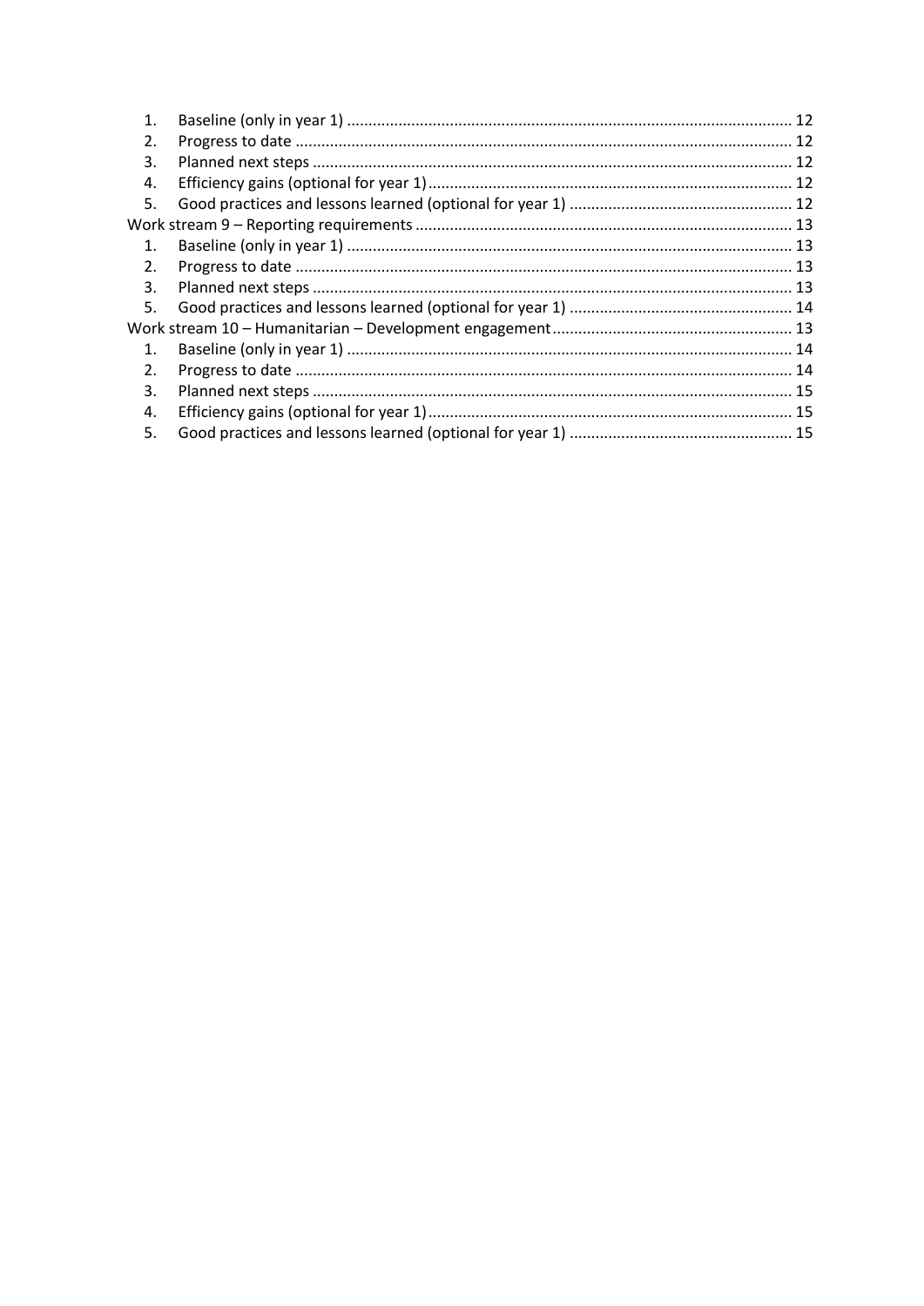1. Baseline (only in year 1) ........................................................................................................ 12
2. Progress to date ..................................................................................................................... 12
3. Planned next steps ................................................................................................................. 12
4. Efficiency gains (optional for year 1)..................................................................................... 12
5. Good practices and lessons learned (optional for year 1) .................................................... 12

Work stream 9 – Reporting requirements ........................................................................................ 13

1. Baseline (only in year 1) ........................................................................................................ 13
2. Progress to date ..................................................................................................................... 13
3. Planned next steps ................................................................................................................. 13
5. Good practices and lessons learned (optional for year 1) .................................................... 14

Work stream 10 – Humanitarian – Development engagement ......................................................... 13

1. Baseline (only in year 1) ........................................................................................................ 14
2. Progress to date ..................................................................................................................... 14
3. Planned next steps ................................................................................................................. 15
4. Efficiency gains (optional for year 1)..................................................................................... 15
5. Good practices and lessons learned (optional for year 1) .................................................... 15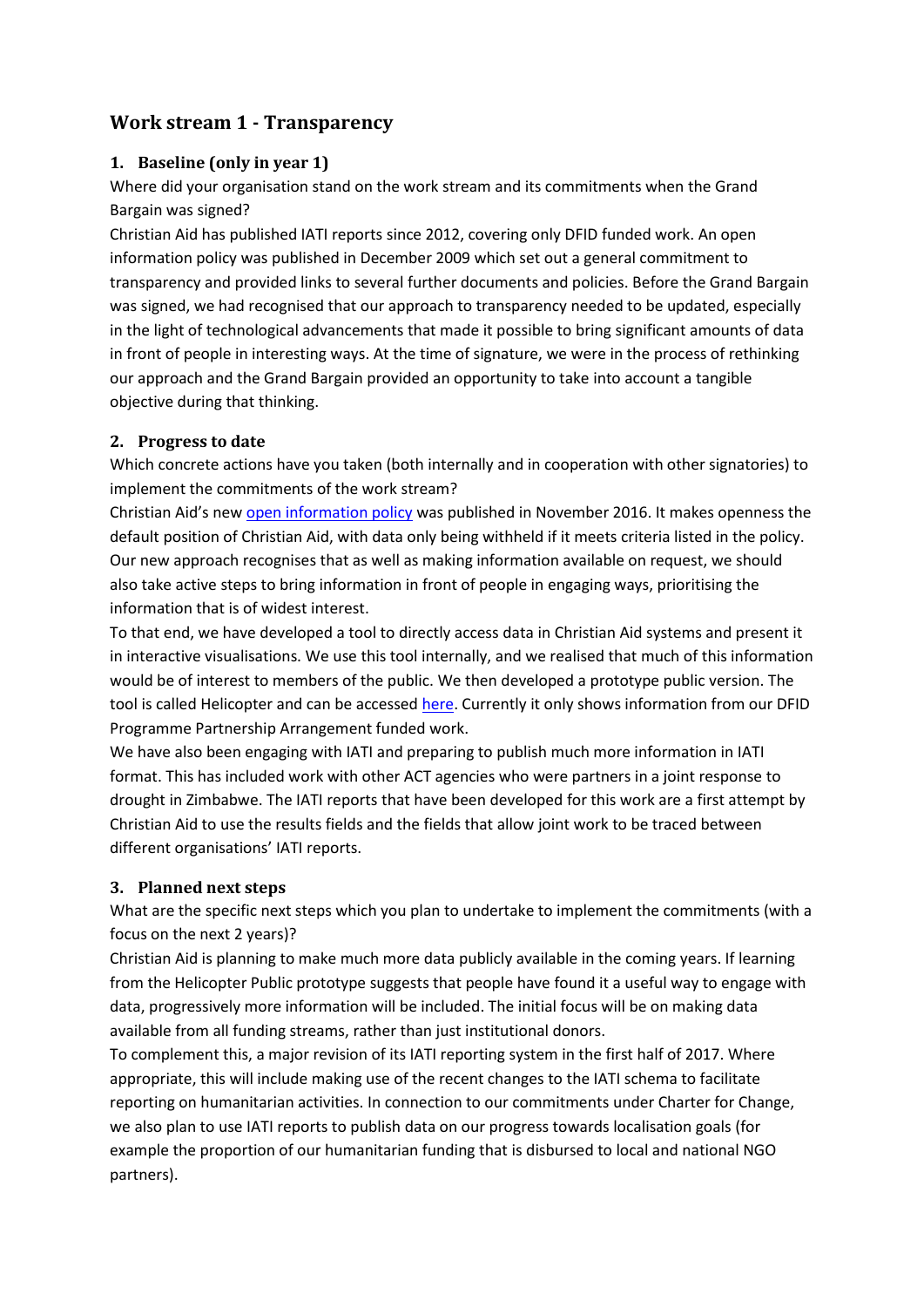## Work stream 1 - Transparency

### 1. Baseline (only in year 1)

Where did your organisation stand on the work stream and its commitments when the Grand Bargain was signed?

Christian Aid has published IATI reports since 2012, covering only DFID funded work. An open information policy was published in December 2009 which set out a general commitment to transparency and provided links to several further documents and policies. Before the Grand Bargain was signed, we had recognised that our approach to transparency needed to be updated, especially in the light of technological advancements that made it possible to bring significant amounts of data in front of people in interesting ways. At the time of signature, we were in the process of rethinking our approach and the Grand Bargain provided an opportunity to take into account a tangible objective during that thinking.

### 2. Progress to date

Which concrete actions have you taken (both internally and in cooperation with other signatories) to implement the commitments of the work stream?

Christian Aid's new open information policy was published in November 2016. It makes openness the default position of Christian Aid, with data only being withheld if it meets criteria listed in the policy. Our new approach recognises that as well as making information available on request, we should also take active steps to bring information in front of people in engaging ways, prioritising the information that is of widest interest.

To that end, we have developed a tool to directly access data in Christian Aid systems and present it in interactive visualisations. We use this tool internally, and we realised that much of this information would be of interest to members of the public. We then developed a prototype public version. The tool is called Helicopter and can be accessed here. Currently it only shows information from our DFID Programme Partnership Arrangement funded work.

We have also been engaging with IATI and preparing to publish much more information in IATI format. This has included work with other ACT agencies who were partners in a joint response to drought in Zimbabwe. The IATI reports that have been developed for this work are a first attempt by Christian Aid to use the results fields and the fields that allow joint work to be traced between different organisations' IATI reports.

### 3. Planned next steps

What are the specific next steps which you plan to undertake to implement the commitments (with a focus on the next 2 years)?

Christian Aid is planning to make much more data publicly available in the coming years. If learning from the Helicopter Public prototype suggests that people have found it a useful way to engage with data, progressively more information will be included. The initial focus will be on making data available from all funding streams, rather than just institutional donors.

To complement this, a major revision of its IATI reporting system in the first half of 2017. Where appropriate, this will include making use of the recent changes to the IATI schema to facilitate reporting on humanitarian activities. In connection to our commitments under Charter for Change, we also plan to use IATI reports to publish data on our progress towards localisation goals (for example the proportion of our humanitarian funding that is disbursed to local and national NGO partners).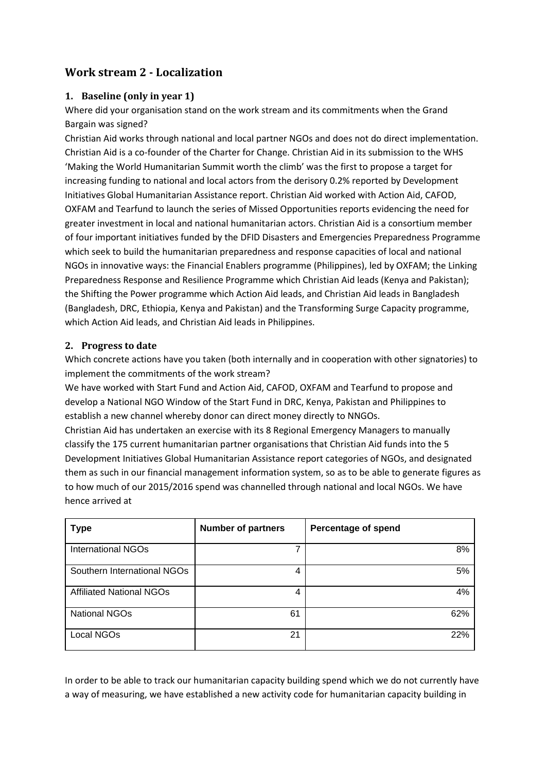## Work stream 2 - Localization

### 1. Baseline (only in year 1)

Where did your organisation stand on the work stream and its commitments when the Grand Bargain was signed?

Christian Aid works through national and local partner NGOs and does not do direct implementation. Christian Aid is a co-founder of the Charter for Change. Christian Aid in its submission to the WHS 'Making the World Humanitarian Summit worth the climb' was the first to propose a target for increasing funding to national and local actors from the derisory 0.2% reported by Development Initiatives Global Humanitarian Assistance report. Christian Aid worked with Action Aid, CAFOD, OXFAM and Tearfund to launch the series of Missed Opportunities reports evidencing the need for greater investment in local and national humanitarian actors. Christian Aid is a consortium member of four important initiatives funded by the DFID Disasters and Emergencies Preparedness Programme which seek to build the humanitarian preparedness and response capacities of local and national NGOs in innovative ways: the Financial Enablers programme (Philippines), led by OXFAM; the Linking Preparedness Response and Resilience Programme which Christian Aid leads (Kenya and Pakistan); the Shifting the Power programme which Action Aid leads, and Christian Aid leads in Bangladesh (Bangladesh, DRC, Ethiopia, Kenya and Pakistan) and the Transforming Surge Capacity programme, which Action Aid leads, and Christian Aid leads in Philippines.

### 2. Progress to date

Which concrete actions have you taken (both internally and in cooperation with other signatories) to implement the commitments of the work stream?

We have worked with Start Fund and Action Aid, CAFOD, OXFAM and Tearfund to propose and develop a National NGO Window of the Start Fund in DRC, Kenya, Pakistan and Philippines to establish a new channel whereby donor can direct money directly to NNGOs.

Christian Aid has undertaken an exercise with its 8 Regional Emergency Managers to manually classify the 175 current humanitarian partner organisations that Christian Aid funds into the 5 Development Initiatives Global Humanitarian Assistance report categories of NGOs, and designated them as such in our financial management information system, so as to be able to generate figures as to how much of our 2015/2016 spend was channelled through national and local NGOs. We have hence arrived at

| Type | Number of partners | Percentage of spend |
|---|---:|---:|
| International NGOs | 7 | 8% |
| Southern International NGOs | 4 | 5% |
| Affiliated National NGOs | 4 | 4% |
| National NGOs | 61 | 62% |
| Local NGOs | 21 | 22% |

In order to be able to track our humanitarian capacity building spend which we do not currently have a way of measuring, we have established a new activity code for humanitarian capacity building in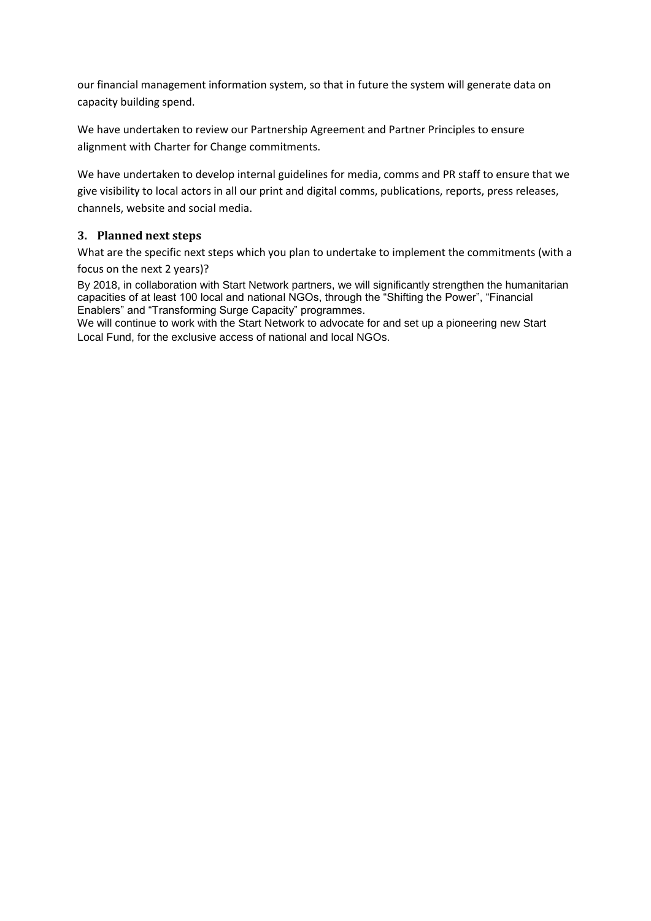our financial management information system, so that in future the system will generate data on capacity building spend.

We have undertaken to review our Partnership Agreement and Partner Principles to ensure alignment with Charter for Change commitments.

We have undertaken to develop internal guidelines for media, comms and PR staff to ensure that we give visibility to local actors in all our print and digital comms, publications, reports, press releases, channels, website and social media.

## 3. Planned next steps

What are the specific next steps which you plan to undertake to implement the commitments (with a focus on the next 2 years)?

By 2018, in collaboration with Start Network partners, we will significantly strengthen the humanitarian capacities of at least 100 local and national NGOs, through the "Shifting the Power", "Financial Enablers" and "Transforming Surge Capacity" programmes.

We will continue to work with the Start Network to advocate for and set up a pioneering new Start Local Fund, for the exclusive access of national and local NGOs.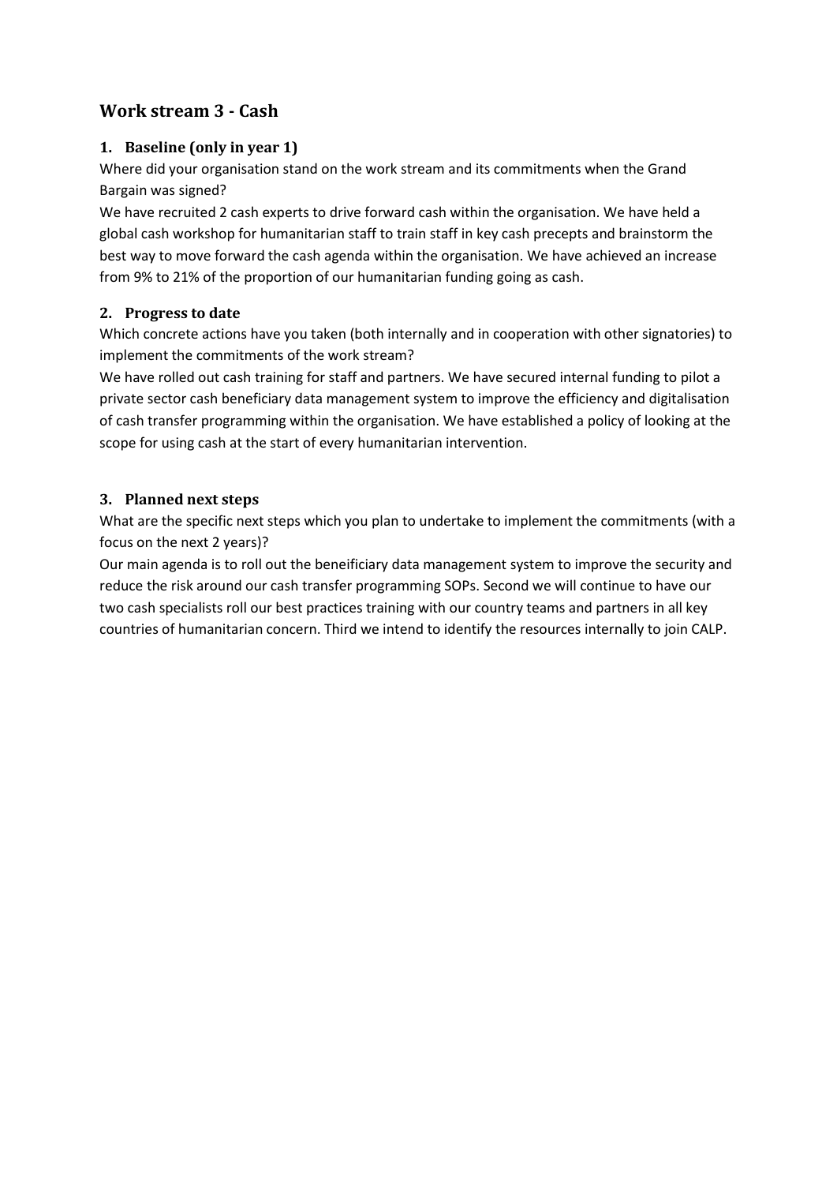## Work stream 3 - Cash

### 1. Baseline (only in year 1)

Where did your organisation stand on the work stream and its commitments when the Grand Bargain was signed?

We have recruited 2 cash experts to drive forward cash within the organisation. We have held a global cash workshop for humanitarian staff to train staff in key cash precepts and brainstorm the best way to move forward the cash agenda within the organisation. We have achieved an increase from 9% to 21% of the proportion of our humanitarian funding going as cash.

### 2. Progress to date

Which concrete actions have you taken (both internally and in cooperation with other signatories) to implement the commitments of the work stream?

We have rolled out cash training for staff and partners. We have secured internal funding to pilot a private sector cash beneficiary data management system to improve the efficiency and digitalisation of cash transfer programming within the organisation. We have established a policy of looking at the scope for using cash at the start of every humanitarian intervention.

### 3. Planned next steps

What are the specific next steps which you plan to undertake to implement the commitments (with a focus on the next 2 years)?

Our main agenda is to roll out the beneificiary data management system to improve the security and reduce the risk around our cash transfer programming SOPs. Second we will continue to have our two cash specialists roll our best practices training with our country teams and partners in all key countries of humanitarian concern. Third we intend to identify the resources internally to join CALP.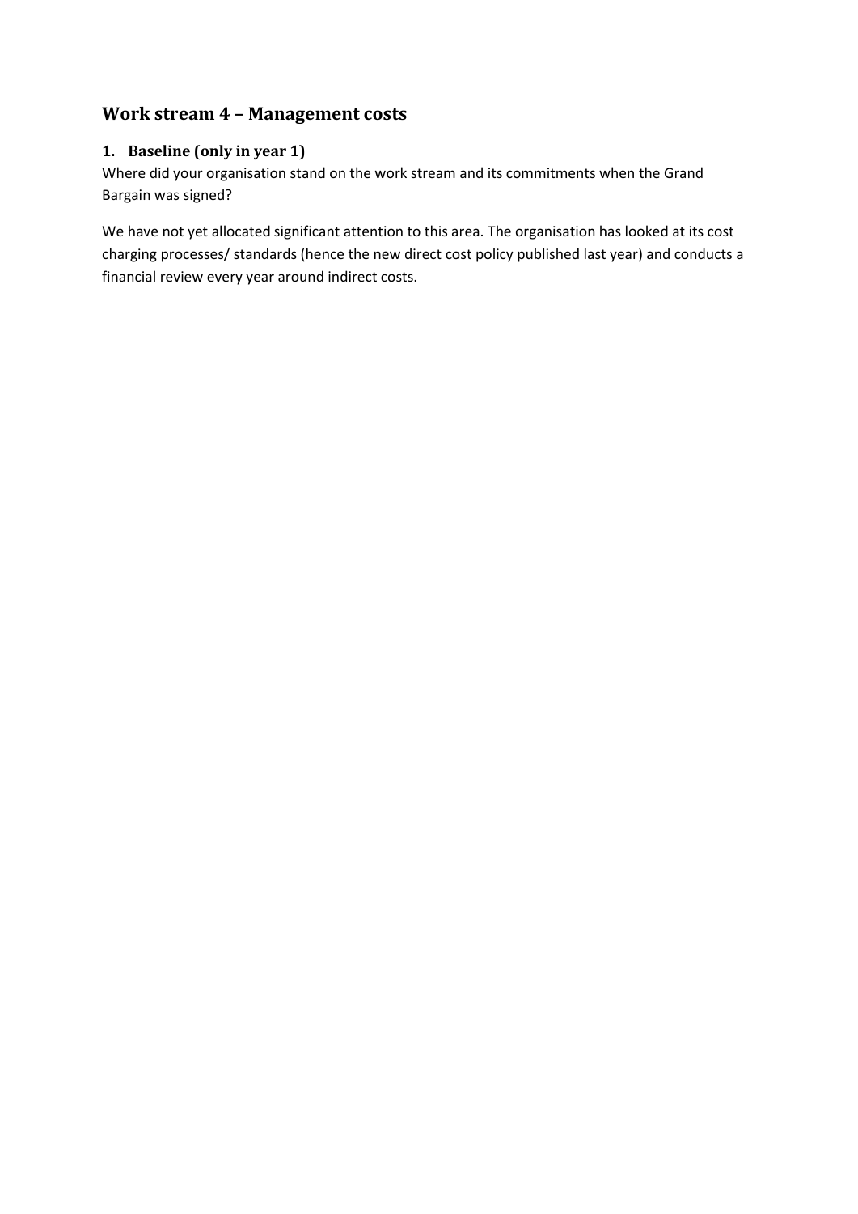## Work stream 4 – Management costs

### 1. Baseline (only in year 1)

Where did your organisation stand on the work stream and its commitments when the Grand Bargain was signed?

We have not yet allocated significant attention to this area. The organisation has looked at its cost charging processes/ standards (hence the new direct cost policy published last year) and conducts a financial review every year around indirect costs.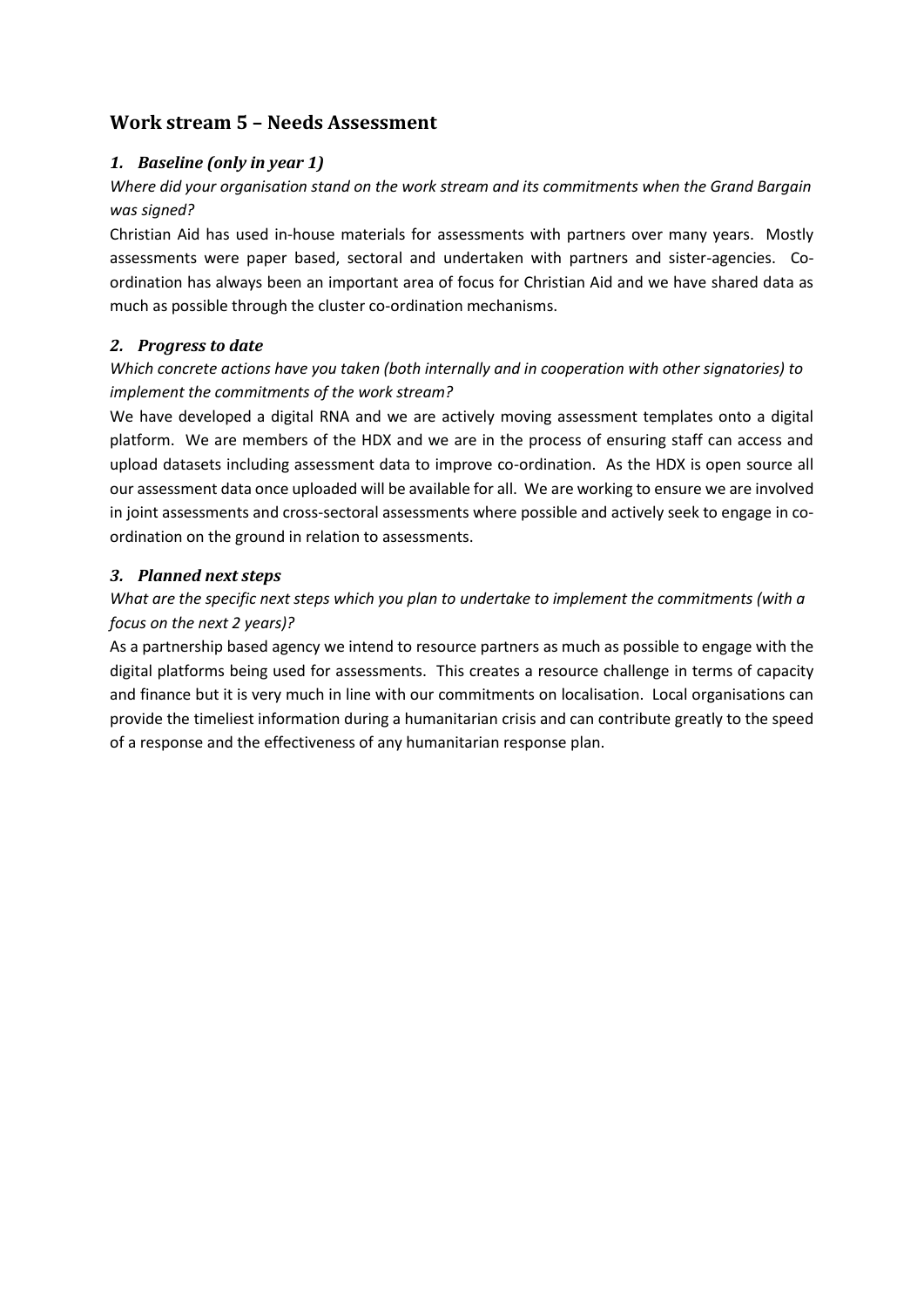## Work stream 5 – Needs Assessment

### *1. Baseline (only in year 1)*

*Where did your organisation stand on the work stream and its commitments when the Grand Bargain was signed?*

Christian Aid has used in-house materials for assessments with partners over many years. Mostly assessments were paper based, sectoral and undertaken with partners and sister-agencies. Co-ordination has always been an important area of focus for Christian Aid and we have shared data as much as possible through the cluster co-ordination mechanisms.

### *2. Progress to date*

*Which concrete actions have you taken (both internally and in cooperation with other signatories) to implement the commitments of the work stream?*

We have developed a digital RNA and we are actively moving assessment templates onto a digital platform. We are members of the HDX and we are in the process of ensuring staff can access and upload datasets including assessment data to improve co-ordination. As the HDX is open source all our assessment data once uploaded will be available for all. We are working to ensure we are involved in joint assessments and cross-sectoral assessments where possible and actively seek to engage in co-ordination on the ground in relation to assessments.

### *3. Planned next steps*

*What are the specific next steps which you plan to undertake to implement the commitments (with a focus on the next 2 years)?*

As a partnership based agency we intend to resource partners as much as possible to engage with the digital platforms being used for assessments. This creates a resource challenge in terms of capacity and finance but it is very much in line with our commitments on localisation. Local organisations can provide the timeliest information during a humanitarian crisis and can contribute greatly to the speed of a response and the effectiveness of any humanitarian response plan.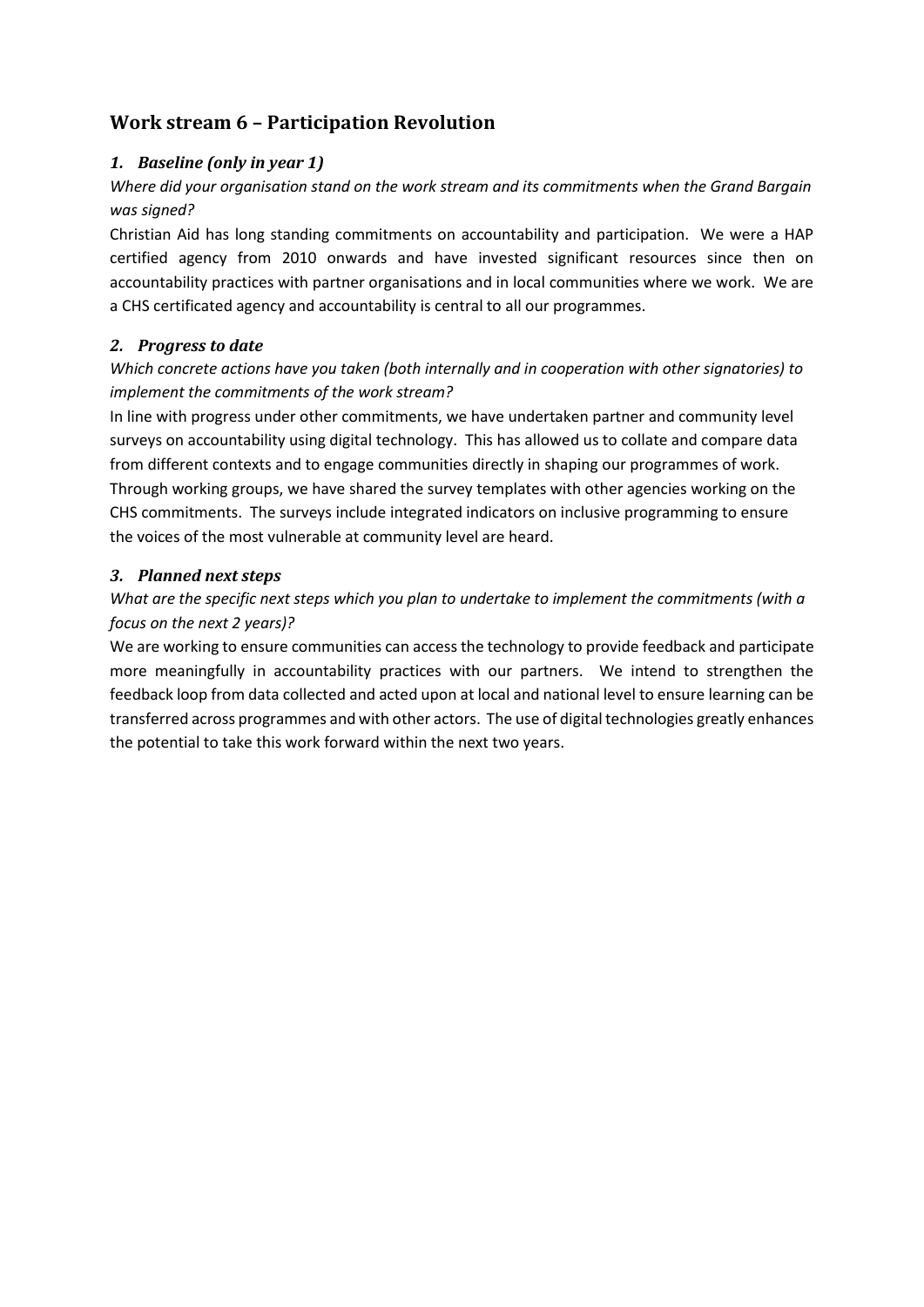## Work stream 6 – Participation Revolution

### *1. Baseline (only in year 1)*

*Where did your organisation stand on the work stream and its commitments when the Grand Bargain was signed?*

Christian Aid has long standing commitments on accountability and participation. We were a HAP certified agency from 2010 onwards and have invested significant resources since then on accountability practices with partner organisations and in local communities where we work. We are a CHS certificated agency and accountability is central to all our programmes.

### *2. Progress to date*

*Which concrete actions have you taken (both internally and in cooperation with other signatories) to implement the commitments of the work stream?*

In line with progress under other commitments, we have undertaken partner and community level surveys on accountability using digital technology. This has allowed us to collate and compare data from different contexts and to engage communities directly in shaping our programmes of work. Through working groups, we have shared the survey templates with other agencies working on the CHS commitments. The surveys include integrated indicators on inclusive programming to ensure the voices of the most vulnerable at community level are heard.

### *3. Planned next steps*

*What are the specific next steps which you plan to undertake to implement the commitments (with a focus on the next 2 years)?*

We are working to ensure communities can access the technology to provide feedback and participate more meaningfully in accountability practices with our partners. We intend to strengthen the feedback loop from data collected and acted upon at local and national level to ensure learning can be transferred across programmes and with other actors. The use of digital technologies greatly enhances the potential to take this work forward within the next two years.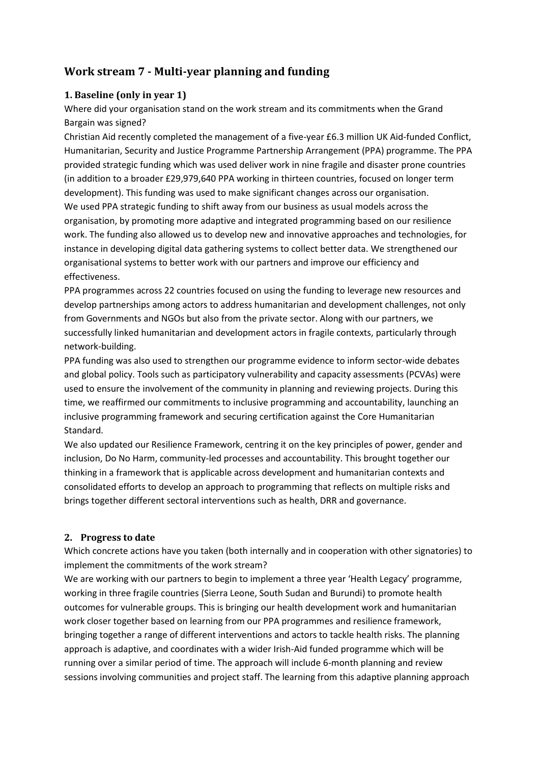## Work stream 7 - Multi-year planning and funding

### 1. Baseline (only in year 1)

Where did your organisation stand on the work stream and its commitments when the Grand Bargain was signed?

Christian Aid recently completed the management of a five-year £6.3 million UK Aid-funded Conflict, Humanitarian, Security and Justice Programme Partnership Arrangement (PPA) programme. The PPA provided strategic funding which was used deliver work in nine fragile and disaster prone countries (in addition to a broader £29,979,640 PPA working in thirteen countries, focused on longer term development). This funding was used to make significant changes across our organisation.

We used PPA strategic funding to shift away from our business as usual models across the organisation, by promoting more adaptive and integrated programming based on our resilience work. The funding also allowed us to develop new and innovative approaches and technologies, for instance in developing digital data gathering systems to collect better data. We strengthened our organisational systems to better work with our partners and improve our efficiency and effectiveness.

PPA programmes across 22 countries focused on using the funding to leverage new resources and develop partnerships among actors to address humanitarian and development challenges, not only from Governments and NGOs but also from the private sector. Along with our partners, we successfully linked humanitarian and development actors in fragile contexts, particularly through network-building.

PPA funding was also used to strengthen our programme evidence to inform sector-wide debates and global policy. Tools such as participatory vulnerability and capacity assessments (PCVAs) were used to ensure the involvement of the community in planning and reviewing projects. During this time, we reaffirmed our commitments to inclusive programming and accountability, launching an inclusive programming framework and securing certification against the Core Humanitarian Standard.

We also updated our Resilience Framework, centring it on the key principles of power, gender and inclusion, Do No Harm, community-led processes and accountability. This brought together our thinking in a framework that is applicable across development and humanitarian contexts and consolidated efforts to develop an approach to programming that reflects on multiple risks and brings together different sectoral interventions such as health, DRR and governance.

### 2. Progress to date

Which concrete actions have you taken (both internally and in cooperation with other signatories) to implement the commitments of the work stream?

We are working with our partners to begin to implement a three year 'Health Legacy' programme, working in three fragile countries (Sierra Leone, South Sudan and Burundi) to promote health outcomes for vulnerable groups. This is bringing our health development work and humanitarian work closer together based on learning from our PPA programmes and resilience framework, bringing together a range of different interventions and actors to tackle health risks. The planning approach is adaptive, and coordinates with a wider Irish-Aid funded programme which will be running over a similar period of time. The approach will include 6-month planning and review sessions involving communities and project staff. The learning from this adaptive planning approach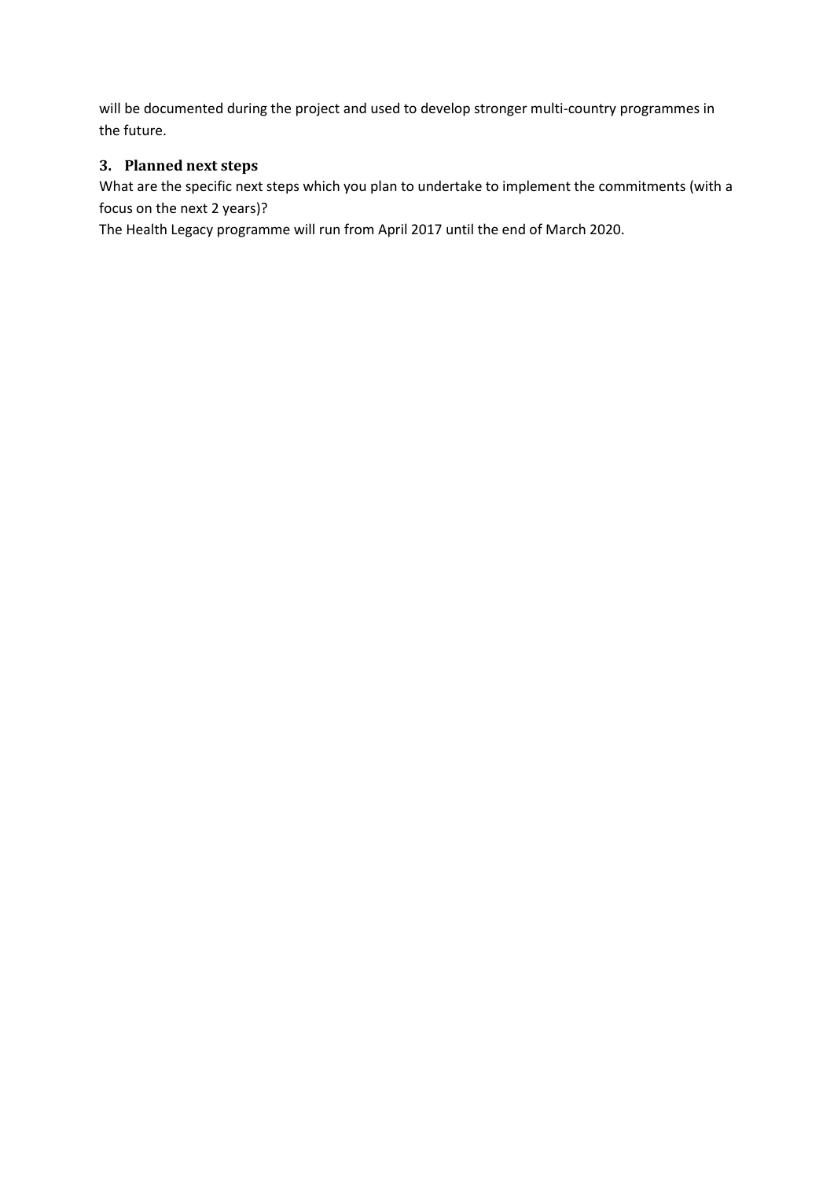will be documented during the project and used to develop stronger multi-country programmes in the future.

### 3. Planned next steps

What are the specific next steps which you plan to undertake to implement the commitments (with a focus on the next 2 years)?

The Health Legacy programme will run from April 2017 until the end of March 2020.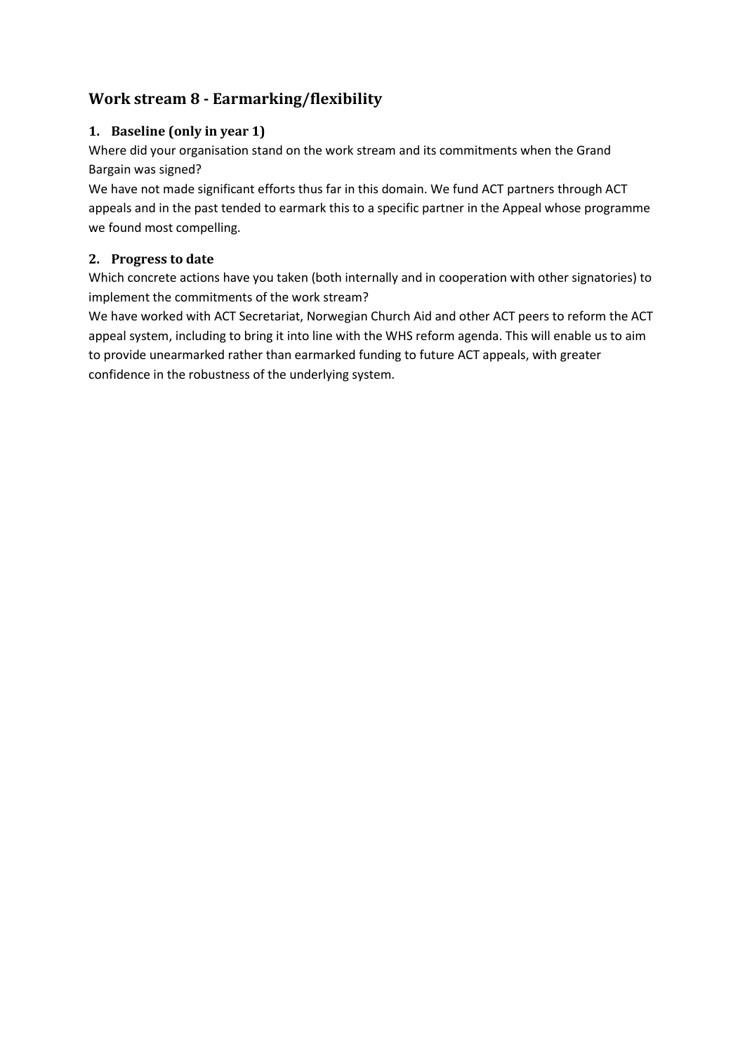## Work stream 8 - Earmarking/flexibility

### 1. Baseline (only in year 1)

Where did your organisation stand on the work stream and its commitments when the Grand Bargain was signed?

We have not made significant efforts thus far in this domain. We fund ACT partners through ACT appeals and in the past tended to earmark this to a specific partner in the Appeal whose programme we found most compelling.

### 2. Progress to date

Which concrete actions have you taken (both internally and in cooperation with other signatories) to implement the commitments of the work stream?

We have worked with ACT Secretariat, Norwegian Church Aid and other ACT peers to reform the ACT appeal system, including to bring it into line with the WHS reform agenda. This will enable us to aim to provide unearmarked rather than earmarked funding to future ACT appeals, with greater confidence in the robustness of the underlying system.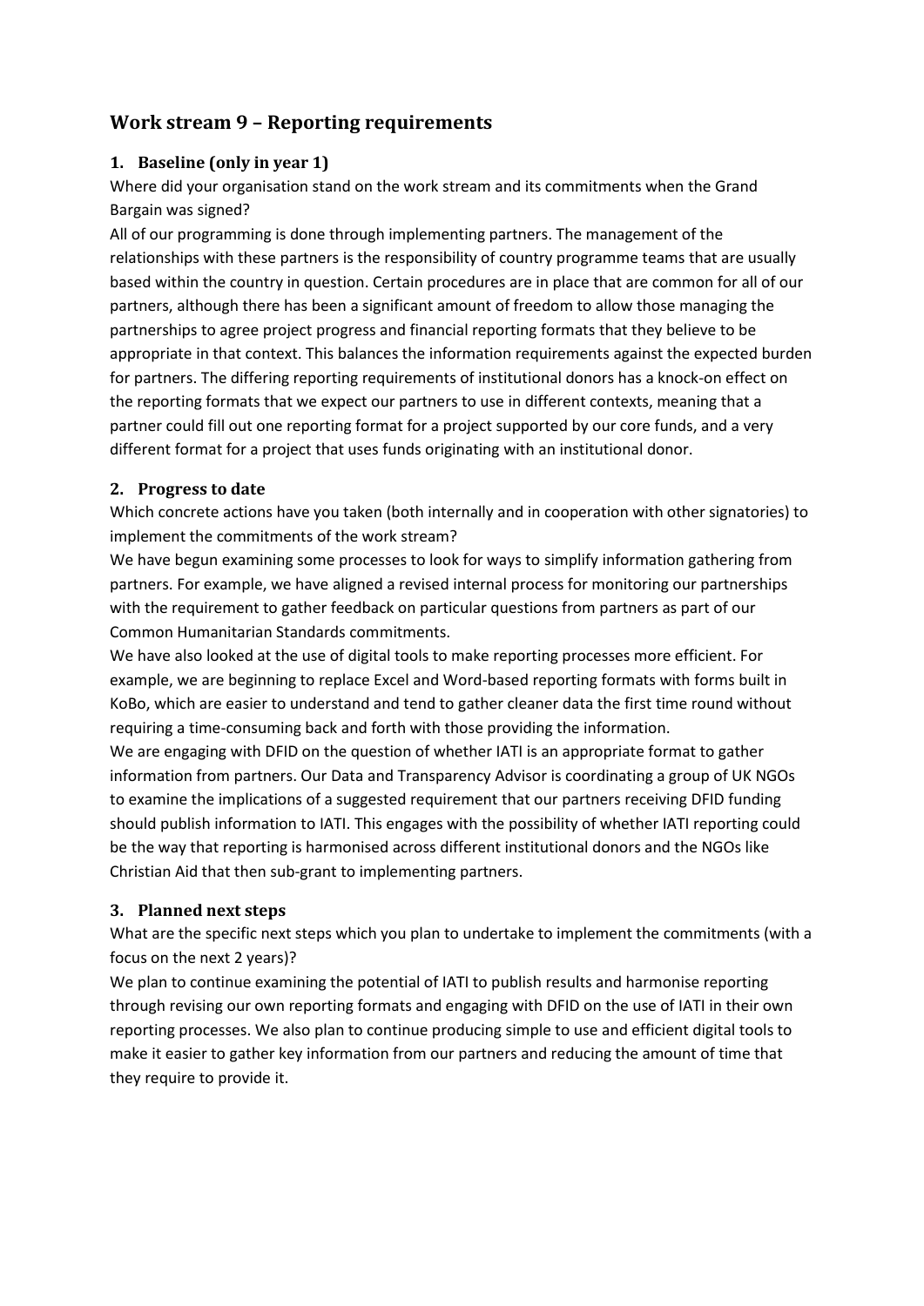## Work stream 9 – Reporting requirements

### 1. Baseline (only in year 1)

Where did your organisation stand on the work stream and its commitments when the Grand Bargain was signed?

All of our programming is done through implementing partners. The management of the relationships with these partners is the responsibility of country programme teams that are usually based within the country in question. Certain procedures are in place that are common for all of our partners, although there has been a significant amount of freedom to allow those managing the partnerships to agree project progress and financial reporting formats that they believe to be appropriate in that context. This balances the information requirements against the expected burden for partners. The differing reporting requirements of institutional donors has a knock-on effect on the reporting formats that we expect our partners to use in different contexts, meaning that a partner could fill out one reporting format for a project supported by our core funds, and a very different format for a project that uses funds originating with an institutional donor.

### 2. Progress to date

Which concrete actions have you taken (both internally and in cooperation with other signatories) to implement the commitments of the work stream?

We have begun examining some processes to look for ways to simplify information gathering from partners. For example, we have aligned a revised internal process for monitoring our partnerships with the requirement to gather feedback on particular questions from partners as part of our Common Humanitarian Standards commitments.

We have also looked at the use of digital tools to make reporting processes more efficient. For example, we are beginning to replace Excel and Word-based reporting formats with forms built in KoBo, which are easier to understand and tend to gather cleaner data the first time round without requiring a time-consuming back and forth with those providing the information.

We are engaging with DFID on the question of whether IATI is an appropriate format to gather information from partners. Our Data and Transparency Advisor is coordinating a group of UK NGOs to examine the implications of a suggested requirement that our partners receiving DFID funding should publish information to IATI. This engages with the possibility of whether IATI reporting could be the way that reporting is harmonised across different institutional donors and the NGOs like Christian Aid that then sub-grant to implementing partners.

### 3. Planned next steps

What are the specific next steps which you plan to undertake to implement the commitments (with a focus on the next 2 years)?

We plan to continue examining the potential of IATI to publish results and harmonise reporting through revising our own reporting formats and engaging with DFID on the use of IATI in their own reporting processes. We also plan to continue producing simple to use and efficient digital tools to make it easier to gather key information from our partners and reducing the amount of time that they require to provide it.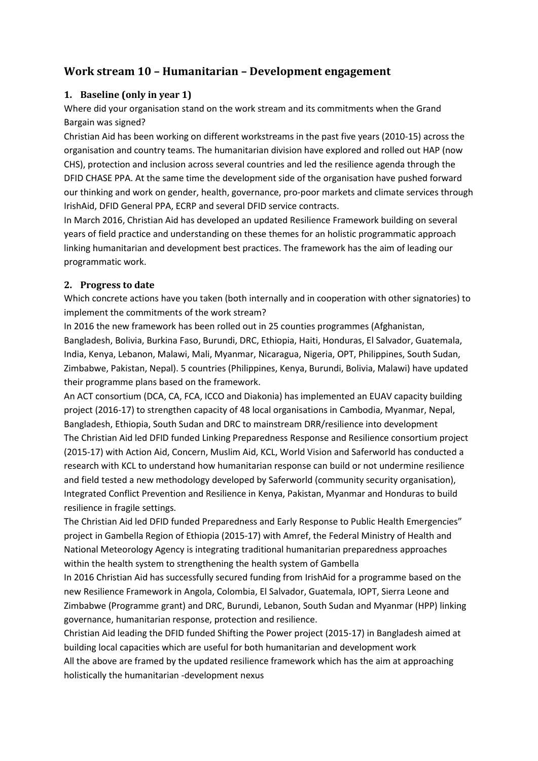## Work stream 10 – Humanitarian – Development engagement

### 1. Baseline (only in year 1)

Where did your organisation stand on the work stream and its commitments when the Grand Bargain was signed?

Christian Aid has been working on different workstreams in the past five years (2010-15) across the organisation and country teams. The humanitarian division have explored and rolled out HAP (now CHS), protection and inclusion across several countries and led the resilience agenda through the DFID CHASE PPA. At the same time the development side of the organisation have pushed forward our thinking and work on gender, health, governance, pro-poor markets and climate services through IrishAid, DFID General PPA, ECRP and several DFID service contracts.

In March 2016, Christian Aid has developed an updated Resilience Framework building on several years of field practice and understanding on these themes for an holistic programmatic approach linking humanitarian and development best practices. The framework has the aim of leading our programmatic work.

### 2. Progress to date

Which concrete actions have you taken (both internally and in cooperation with other signatories) to implement the commitments of the work stream?

In 2016 the new framework has been rolled out in 25 counties programmes (Afghanistan, Bangladesh, Bolivia, Burkina Faso, Burundi, DRC, Ethiopia, Haiti, Honduras, El Salvador, Guatemala, India, Kenya, Lebanon, Malawi, Mali, Myanmar, Nicaragua, Nigeria, OPT, Philippines, South Sudan, Zimbabwe, Pakistan, Nepal). 5 countries (Philippines, Kenya, Burundi, Bolivia, Malawi) have updated their programme plans based on the framework.

An ACT consortium (DCA, CA, FCA, ICCO and Diakonia) has implemented an EUAV capacity building project (2016-17) to strengthen capacity of 48 local organisations in Cambodia, Myanmar, Nepal, Bangladesh, Ethiopia, South Sudan and DRC to mainstream DRR/resilience into development

The Christian Aid led DFID funded Linking Preparedness Response and Resilience consortium project (2015-17) with Action Aid, Concern, Muslim Aid, KCL, World Vision and Saferworld has conducted a research with KCL to understand how humanitarian response can build or not undermine resilience and field tested a new methodology developed by Saferworld (community security organisation), Integrated Conflict Prevention and Resilience in Kenya, Pakistan, Myanmar and Honduras to build resilience in fragile settings.

The Christian Aid led DFID funded Preparedness and Early Response to Public Health Emergencies" project in Gambella Region of Ethiopia (2015-17) with Amref, the Federal Ministry of Health and National Meteorology Agency is integrating traditional humanitarian preparedness approaches within the health system to strengthening the health system of Gambella

In 2016 Christian Aid has successfully secured funding from IrishAid for a programme based on the new Resilience Framework in Angola, Colombia, El Salvador, Guatemala, IOPT, Sierra Leone and Zimbabwe (Programme grant) and DRC, Burundi, Lebanon, South Sudan and Myanmar (HPP) linking governance, humanitarian response, protection and resilience.

Christian Aid leading the DFID funded Shifting the Power project (2015-17) in Bangladesh aimed at building local capacities which are useful for both humanitarian and development work

All the above are framed by the updated resilience framework which has the aim at approaching holistically the humanitarian -development nexus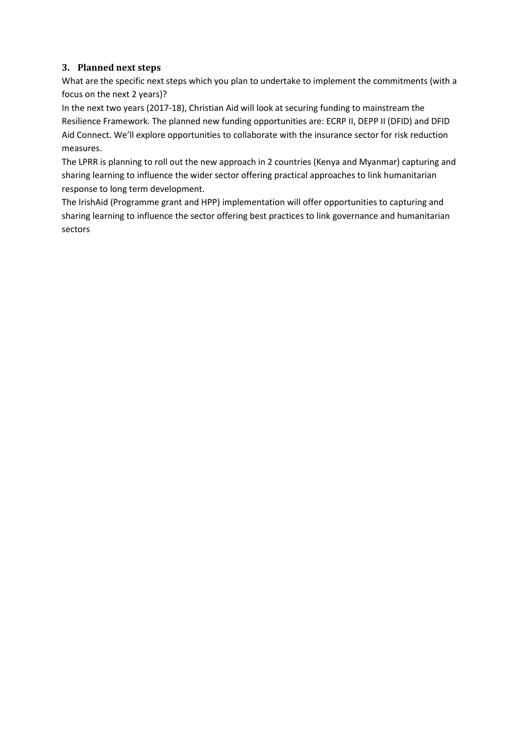## 3. Planned next steps

What are the specific next steps which you plan to undertake to implement the commitments (with a focus on the next 2 years)?

In the next two years (2017-18), Christian Aid will look at securing funding to mainstream the Resilience Framework. The planned new funding opportunities are: ECRP II, DEPP II (DFID) and DFID Aid Connect. We'll explore opportunities to collaborate with the insurance sector for risk reduction measures.

The LPRR is planning to roll out the new approach in 2 countries (Kenya and Myanmar) capturing and sharing learning to influence the wider sector offering practical approaches to link humanitarian response to long term development.

The IrishAid (Programme grant and HPP) implementation will offer opportunities to capturing and sharing learning to influence the sector offering best practices to link governance and humanitarian sectors